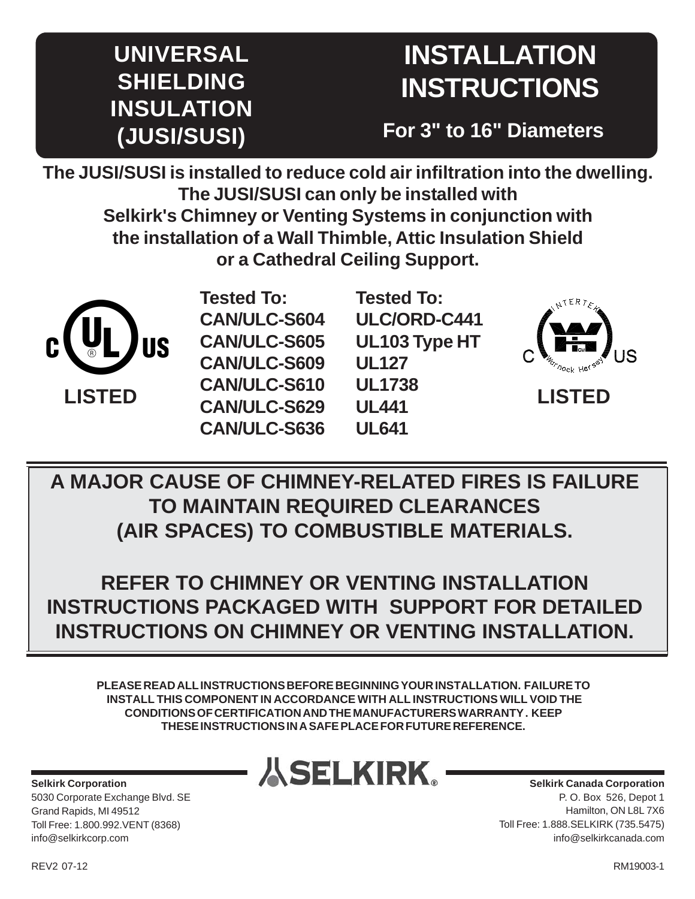# UNIVERSAL SHIELDING INSULATION (JUSI/SUSI)

# INSTALLATION INSTRUCTIONS

## For 3" to 16" Diameters

**The JUSI/SUSI is installed to reduce cold air infiltration into the dwelling. The JUSI/SUSI can only be installed with Selkirk's Chimney or Venting Systems in conjunction with the installation of a Wall Thimble, Attic Insulation Shield or a Cathedral Ceiling Support.**

c UL US LISTED

| Tested To: | Tested To: |
|---|---|
| CAN/ULC-S604 | ULC/ORD-C441 |
| CAN/ULC-S605 | UL103 Type HT |
| CAN/ULC-S609 | UL127 |
| CAN/ULC-S610 | UL1738 |
| CAN/ULC-S629 | UL441 |
| CAN/ULC-S636 | UL641 |

C Intertek Warnock Hersey US LISTED

**A MAJOR CAUSE OF CHIMNEY-RELATED FIRES IS FAILURE TO MAINTAIN REQUIRED CLEARANCES (AIR SPACES) TO COMBUSTIBLE MATERIALS.**

**REFER TO CHIMNEY OR VENTING INSTALLATION INSTRUCTIONS PACKAGED WITH SUPPORT FOR DETAILED INSTRUCTIONS ON CHIMNEY OR VENTING INSTALLATION.**

**PLEASE READ ALL INSTRUCTIONS BEFORE BEGINNING YOUR INSTALLATION. FAILURE TO INSTALL THIS COMPONENT IN ACCORDANCE WITH ALL INSTRUCTIONS WILL VOID THE CONDITIONS OF CERTIFICATION AND THE MANUFACTURERS WARRANTY. KEEP THESE INSTRUCTIONS IN A SAFE PLACE FOR FUTURE REFERENCE.**

SELKIRK®

**Selkirk Corporation**
5030 Corporate Exchange Blvd. SE
Grand Rapids, MI 49512
Toll Free: 1.800.992.VENT (8368)
info@selkirkcorp.com

**Selkirk Canada Corporation**
P. O. Box 526, Depot 1
Hamilton, ON L8L 7X6
Toll Free: 1.888.SELKIRK (735.5475)
info@selkirkcanada.com

REV2 07-12

RM19003-1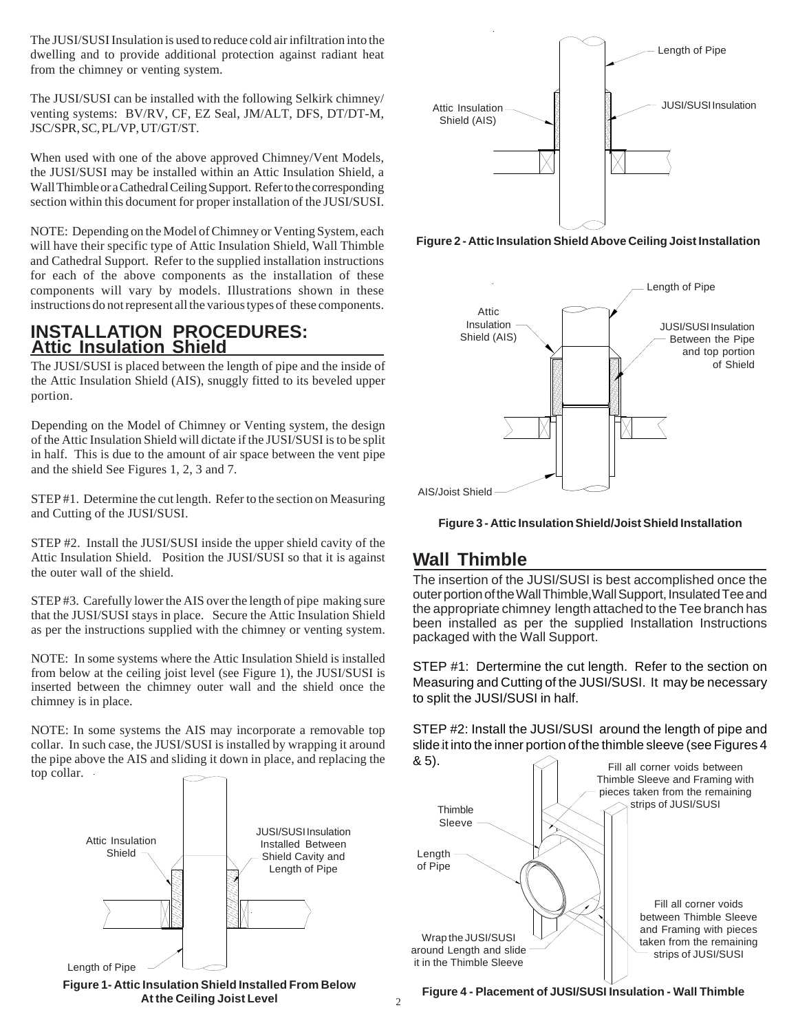The JUSI/SUSI Insulation is used to reduce cold air infiltration into the dwelling and to provide additional protection against radiant heat from the chimney or venting system.

The JUSI/SUSI can be installed with the following Selkirk chimney/ venting systems: BV/RV, CF, EZ Seal, JM/ALT, DFS, DT/DT-M, JSC/SPR, SC, PL/VP, UT/GT/ST.

When used with one of the above approved Chimney/Vent Models, the JUSI/SUSI may be installed within an Attic Insulation Shield, a Wall Thimble or a Cathedral Ceiling Support. Refer to the corresponding section within this document for proper installation of the JUSI/SUSI.

NOTE: Depending on the Model of Chimney or Venting System, each will have their specific type of Attic Insulation Shield, Wall Thimble and Cathedral Support. Refer to the supplied installation instructions for each of the above components as the installation of these components will vary by models. Illustrations shown in these instructions do not represent all the various types of these components.

## INSTALLATION PROCEDURES:

### Attic Insulation Shield

The JUSI/SUSI is placed between the length of pipe and the inside of the Attic Insulation Shield (AIS), snuggly fitted to its beveled upper portion.

Depending on the Model of Chimney or Venting system, the design of the Attic Insulation Shield will dictate if the JUSI/SUSI is to be split in half. This is due to the amount of air space between the vent pipe and the shield See Figures 1, 2, 3 and 7.

STEP #1. Determine the cut length. Refer to the section on Measuring and Cutting of the JUSI/SUSI.

STEP #2. Install the JUSI/SUSI inside the upper shield cavity of the Attic Insulation Shield. Position the JUSI/SUSI so that it is against the outer wall of the shield.

STEP #3. Carefully lower the AIS over the length of pipe making sure that the JUSI/SUSI stays in place. Secure the Attic Insulation Shield as per the instructions supplied with the chimney or venting system.

NOTE: In some systems where the Attic Insulation Shield is installed from below at the ceiling joist level (see Figure 1), the JUSI/SUSI is inserted between the chimney outer wall and the shield once the chimney is in place.

NOTE: In some systems the AIS may incorporate a removable top collar. In such case, the JUSI/SUSI is installed by wrapping it around the pipe above the AIS and sliding it down in place, and replacing the top collar.

Attic Insulation Shield — JUSI/SUSI Insulation Installed Between Shield Cavity and Length of Pipe — Length of Pipe

**Figure 1- Attic Insulation Shield Installed From Below At the Ceiling Joist Level**

Length of Pipe — JUSI/SUSI Insulation — Attic Insulation Shield (AIS)

**Figure 2 - Attic Insulation Shield Above Ceiling Joist Installation**

Length of Pipe — Attic Insulation Shield (AIS) — JUSI/SUSI Insulation Between the Pipe and top portion of Shield — AIS/Joist Shield

**Figure 3 - Attic Insulation Shield/Joist Shield Installation**

### Wall Thimble

The insertion of the JUSI/SUSI is best accomplished once the outer portion of the Wall Thimble, Wall Support, Insulated Tee and the appropriate chimney length attached to the Tee branch has been installed as per the supplied Installation Instructions packaged with the Wall Support.

STEP #1: Dertermine the cut length. Refer to the section on Measuring and Cutting of the JUSI/SUSI. It may be necessary to split the JUSI/SUSI in half.

STEP #2: Install the JUSI/SUSI around the length of pipe and slide it into the inner portion of the thimble sleeve (see Figures 4 & 5).

Fill all corner voids between Thimble Sleeve and Framing with pieces taken from the remaining strips of JUSI/SUSI — Thimble Sleeve — Length of Pipe — Fill all corner voids between Thimble Sleeve and Framing with pieces taken from the remaining strips of JUSI/SUSI — Wrap the JUSI/SUSI around Length and slide it in the Thimble Sleeve

**Figure 4 - Placement of JUSI/SUSI Insulation - Wall Thimble**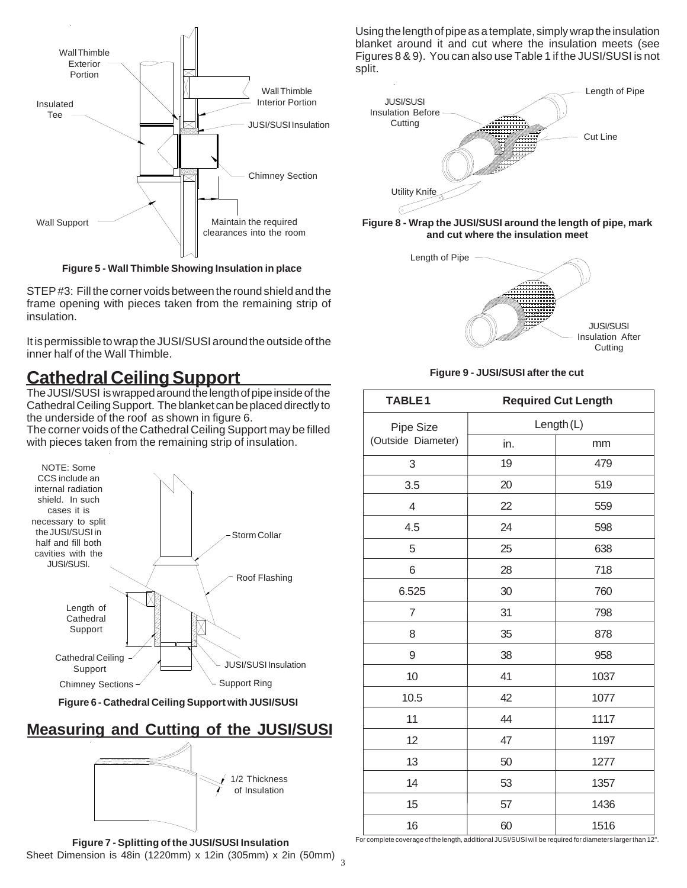Wall Thimble Exterior Portion

Insulated Tee

Wall Thimble Interior Portion

JUSI/SUSI Insulation

Chimney Section

Wall Support

Maintain the required clearances into the room

**Figure 5 - Wall Thimble Showing Insulation in place**

STEP #3: Fill the corner voids between the round shield and the frame opening with pieces taken from the remaining strip of insulation.

It is permissible to wrap the JUSI/SUSI around the outside of the inner half of the Wall Thimble.

## Cathedral Ceiling Support

The JUSI/SUSI is wrapped around the length of pipe inside of the Cathedral Ceiling Support. The blanket can be placed directly to the underside of the roof as shown in figure 6.
The corner voids of the Cathedral Ceiling Support may be filled with pieces taken from the remaining strip of insulation.

NOTE: Some CCS include an internal radiation shield. In such cases it is necessary to split the JUSI/SUSI in half and fill both cavities with the JUSI/SUSI.

Storm Collar

Roof Flashing

Length of Cathedral Support

Cathedral Ceiling Support

JUSI/SUSI Insulation

Chimney Sections

Support Ring

**Figure 6 - Cathedral Ceiling Support with JUSI/SUSI**

## Measuring and Cutting of the JUSI/SUSI

1/2 Thickness of Insulation

**Figure 7 - Splitting of the JUSI/SUSI Insulation**

Sheet Dimension is 48in (1220mm) x 12in (305mm) x 2in (50mm)

Using the length of pipe as a template, simply wrap the insulation blanket around it and cut where the insulation meets (see Figures 8 & 9). You can also use Table 1 if the JUSI/SUSI is not split.

JUSI/SUSI Insulation Before Cutting

Length of Pipe

Cut Line

Utility Knife

**Figure 8 - Wrap the JUSI/SUSI around the length of pipe, mark and cut where the insulation meet**

Length of Pipe

JUSI/SUSI Insulation After Cutting

**Figure 9 - JUSI/SUSI after the cut**

| TABLE 1 | Required Cut Length | |
|---|---|---|
| Pipe Size (Outside Diameter) | Length (L) | |
| | in. | mm |
| 3 | 19 | 479 |
| 3.5 | 20 | 519 |
| 4 | 22 | 559 |
| 4.5 | 24 | 598 |
| 5 | 25 | 638 |
| 6 | 28 | 718 |
| 6.525 | 30 | 760 |
| 7 | 31 | 798 |
| 8 | 35 | 878 |
| 9 | 38 | 958 |
| 10 | 41 | 1037 |
| 10.5 | 42 | 1077 |
| 11 | 44 | 1117 |
| 12 | 47 | 1197 |
| 13 | 50 | 1277 |
| 14 | 53 | 1357 |
| 15 | 57 | 1436 |
| 16 | 60 | 1516 |

For complete coverage of the length, additional JUSI/SUSI will be required for diameters larger than 12".